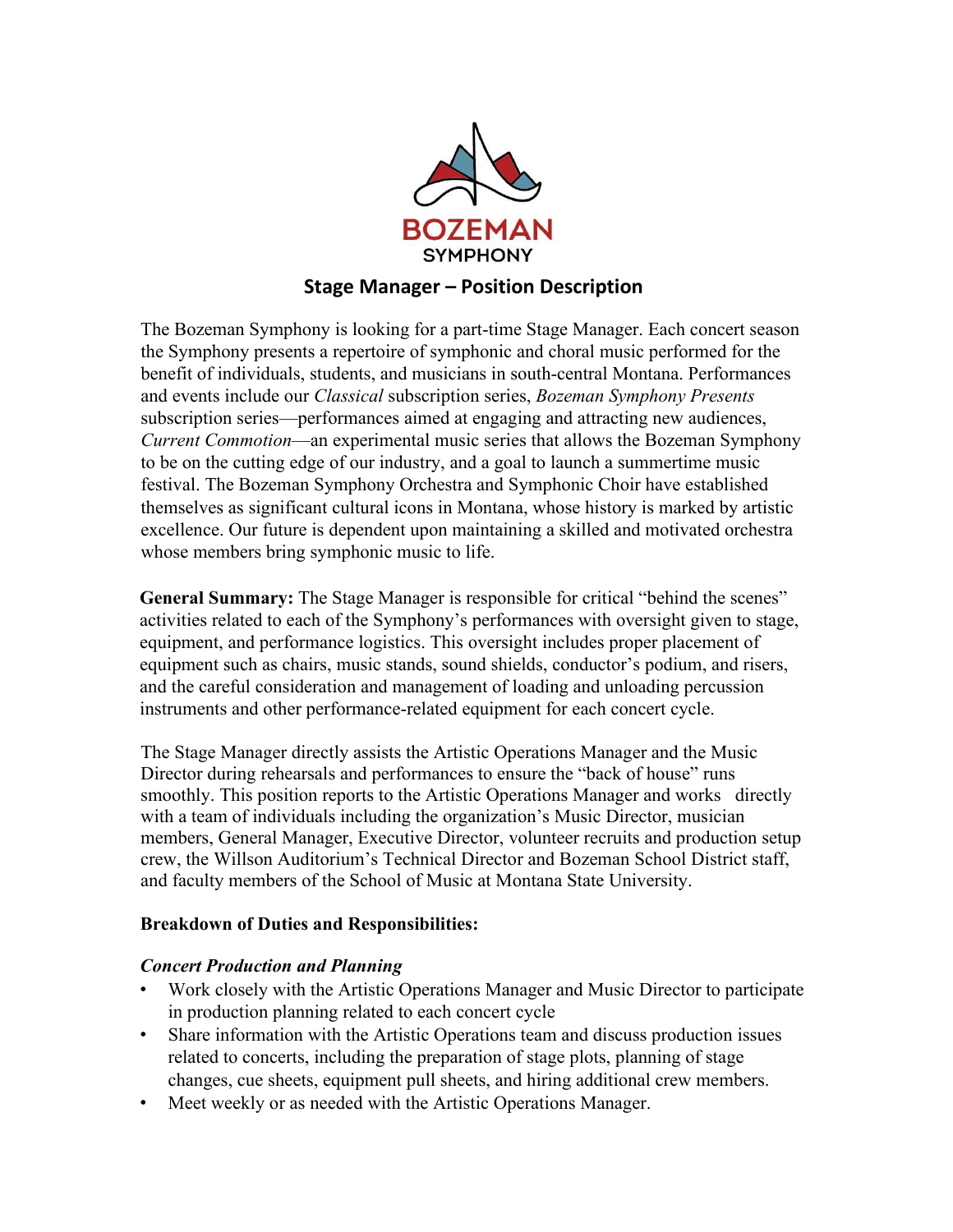BOZEMAN SYMPHONY

# Stage Manager – Position Description

The Bozeman Symphony is looking for a part-time Stage Manager. Each concert season the Symphony presents a repertoire of symphonic and choral music performed for the benefit of individuals, students, and musicians in south-central Montana. Performances and events include our *Classical* subscription series, *Bozeman Symphony Presents* subscription series—performances aimed at engaging and attracting new audiences, *Current Commotion*—an experimental music series that allows the Bozeman Symphony to be on the cutting edge of our industry, and a goal to launch a summertime music festival. The Bozeman Symphony Orchestra and Symphonic Choir have established themselves as significant cultural icons in Montana, whose history is marked by artistic excellence. Our future is dependent upon maintaining a skilled and motivated orchestra whose members bring symphonic music to life.

**General Summary:** The Stage Manager is responsible for critical "behind the scenes" activities related to each of the Symphony's performances with oversight given to stage, equipment, and performance logistics. This oversight includes proper placement of equipment such as chairs, music stands, sound shields, conductor's podium, and risers, and the careful consideration and management of loading and unloading percussion instruments and other performance-related equipment for each concert cycle.

The Stage Manager directly assists the Artistic Operations Manager and the Music Director during rehearsals and performances to ensure the "back of house" runs smoothly. This position reports to the Artistic Operations Manager and works directly with a team of individuals including the organization's Music Director, musician members, General Manager, Executive Director, volunteer recruits and production setup crew, the Willson Auditorium's Technical Director and Bozeman School District staff, and faculty members of the School of Music at Montana State University.

**Breakdown of Duties and Responsibilities:**

***Concert Production and Planning***

- Work closely with the Artistic Operations Manager and Music Director to participate in production planning related to each concert cycle
- Share information with the Artistic Operations team and discuss production issues related to concerts, including the preparation of stage plots, planning of stage changes, cue sheets, equipment pull sheets, and hiring additional crew members.
- Meet weekly or as needed with the Artistic Operations Manager.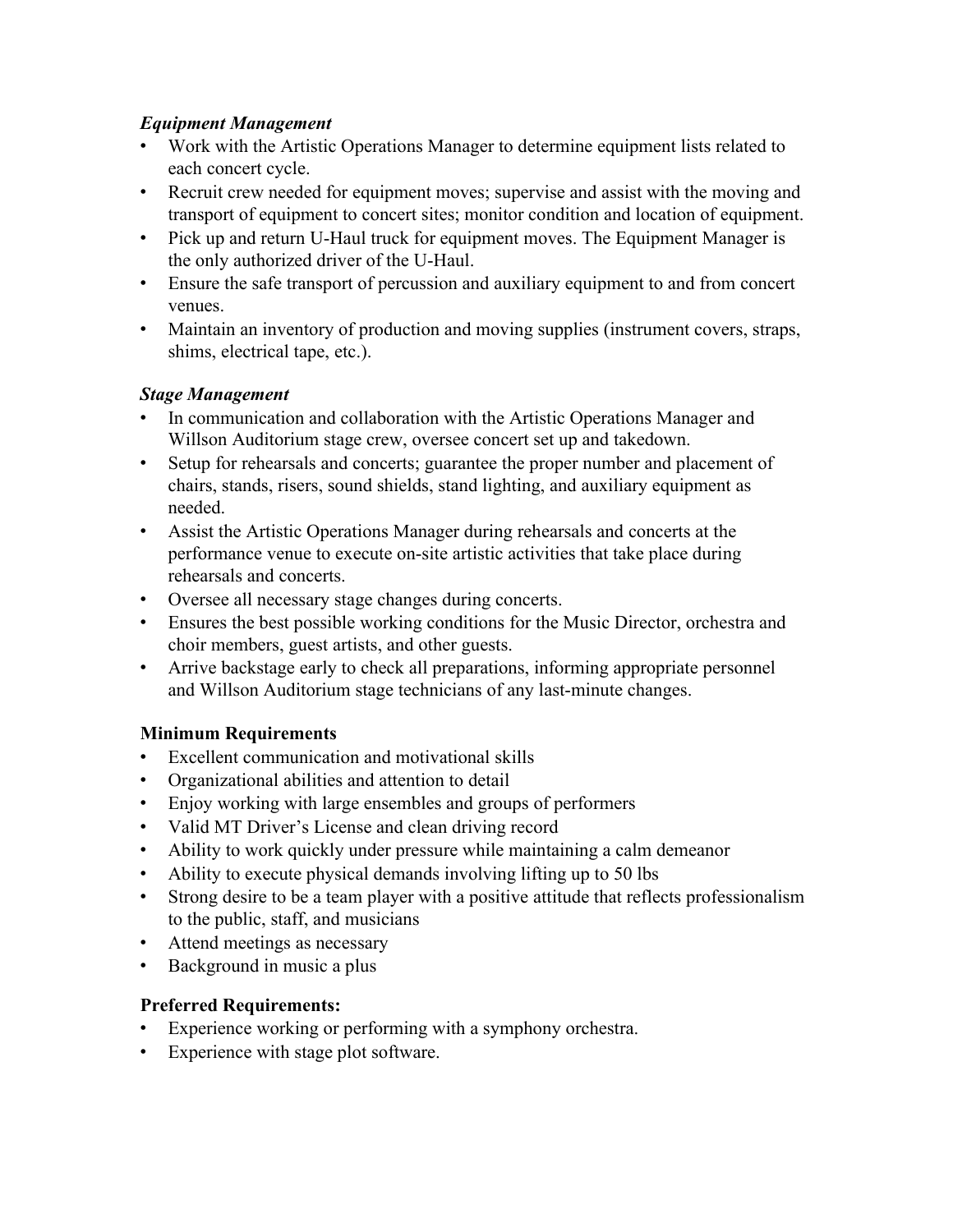### *Equipment Management*

- Work with the Artistic Operations Manager to determine equipment lists related to each concert cycle.
- Recruit crew needed for equipment moves; supervise and assist with the moving and transport of equipment to concert sites; monitor condition and location of equipment.
- Pick up and return U-Haul truck for equipment moves. The Equipment Manager is the only authorized driver of the U-Haul.
- Ensure the safe transport of percussion and auxiliary equipment to and from concert venues.
- Maintain an inventory of production and moving supplies (instrument covers, straps, shims, electrical tape, etc.).

### *Stage Management*

- In communication and collaboration with the Artistic Operations Manager and Willson Auditorium stage crew, oversee concert set up and takedown.
- Setup for rehearsals and concerts; guarantee the proper number and placement of chairs, stands, risers, sound shields, stand lighting, and auxiliary equipment as needed.
- Assist the Artistic Operations Manager during rehearsals and concerts at the performance venue to execute on-site artistic activities that take place during rehearsals and concerts.
- Oversee all necessary stage changes during concerts.
- Ensures the best possible working conditions for the Music Director, orchestra and choir members, guest artists, and other guests.
- Arrive backstage early to check all preparations, informing appropriate personnel and Willson Auditorium stage technicians of any last-minute changes.

## Minimum Requirements

- Excellent communication and motivational skills
- Organizational abilities and attention to detail
- Enjoy working with large ensembles and groups of performers
- Valid MT Driver's License and clean driving record
- Ability to work quickly under pressure while maintaining a calm demeanor
- Ability to execute physical demands involving lifting up to 50 lbs
- Strong desire to be a team player with a positive attitude that reflects professionalism to the public, staff, and musicians
- Attend meetings as necessary
- Background in music a plus

## Preferred Requirements:

- Experience working or performing with a symphony orchestra.
- Experience with stage plot software.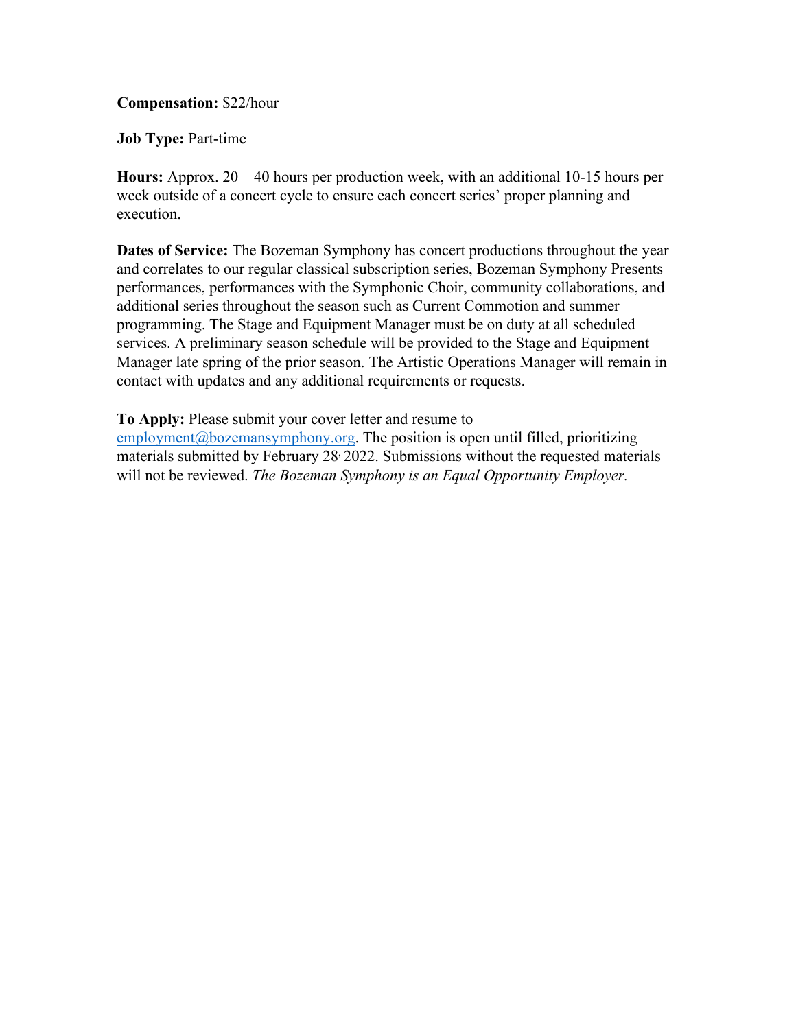**Compensation:** $22/hour

**Job Type:** Part-time

**Hours:** Approx. 20 – 40 hours per production week, with an additional 10-15 hours per week outside of a concert cycle to ensure each concert series' proper planning and execution.

**Dates of Service:** The Bozeman Symphony has concert productions throughout the year and correlates to our regular classical subscription series, Bozeman Symphony Presents performances, performances with the Symphonic Choir, community collaborations, and additional series throughout the season such as Current Commotion and summer programming. The Stage and Equipment Manager must be on duty at all scheduled services. A preliminary season schedule will be provided to the Stage and Equipment Manager late spring of the prior season. The Artistic Operations Manager will remain in contact with updates and any additional requirements or requests.

**To Apply:** Please submit your cover letter and resume to employment@bozemansymphony.org. The position is open until filled, prioritizing materials submitted by February 28, 2022. Submissions without the requested materials will not be reviewed. *The Bozeman Symphony is an Equal Opportunity Employer.*